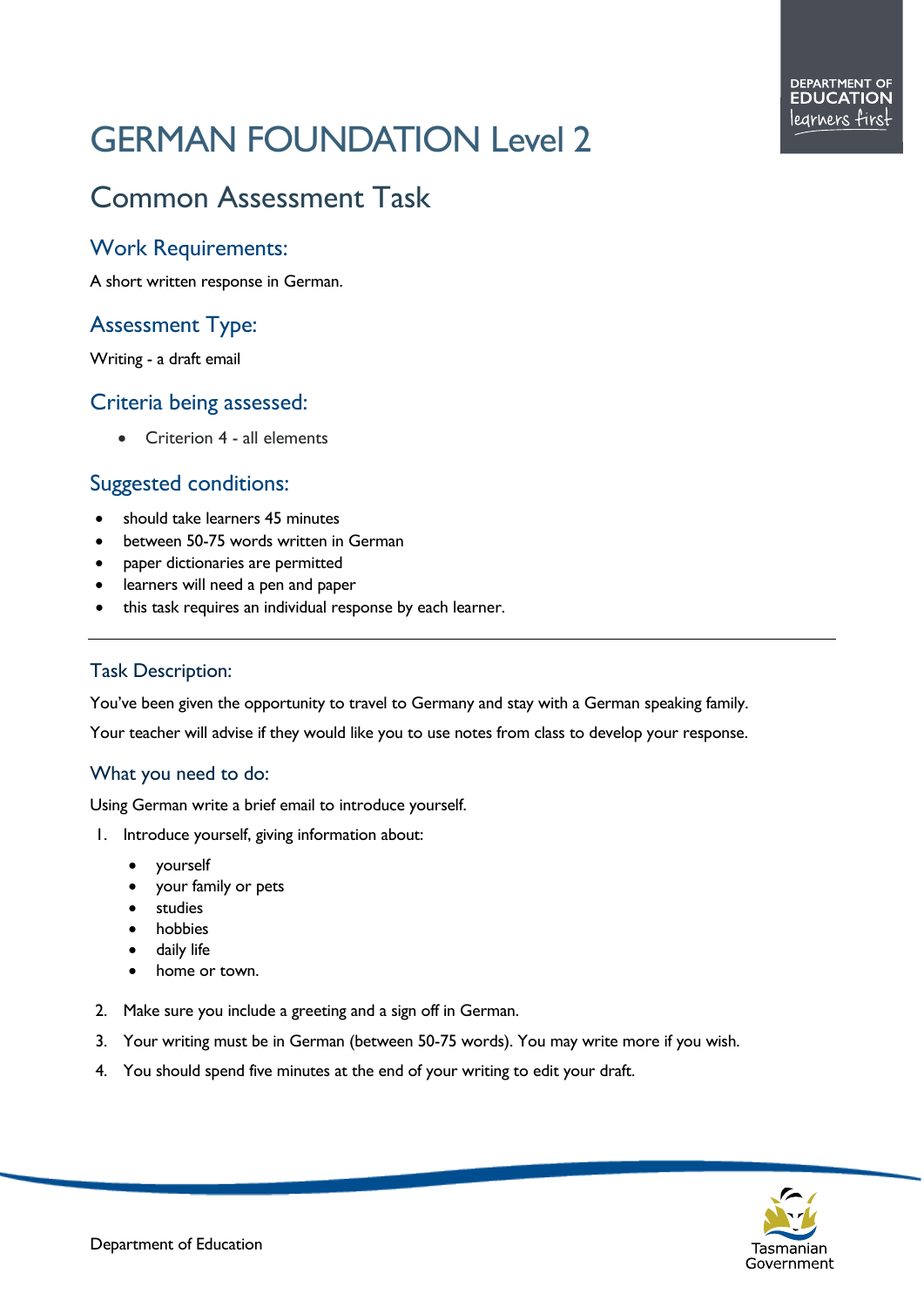# GERMAN FOUNDATION Level 2

## Common Assessment Task

### Work Requirements:

A short written response in German.

### Assessment Type:

Writing - a draft email

### Criteria being assessed:

- Criterion 4 - all elements

### Suggested conditions:

- should take learners 45 minutes
- between 50-75 words written in German
- paper dictionaries are permitted
- learners will need a pen and paper
- this task requires an individual response by each learner.

---

### Task Description:

You've been given the opportunity to travel to Germany and stay with a German speaking family.

Your teacher will advise if they would like you to use notes from class to develop your response.

### What you need to do:

Using German write a brief email to introduce yourself.

1. Introduce yourself, giving information about:
   - yourself
   - your family or pets
   - studies
   - hobbies
   - daily life
   - home or town.
2. Make sure you include a greeting and a sign off in German.
3. Your writing must be in German (between 50-75 words). You may write more if you wish.
4. You should spend five minutes at the end of your writing to edit your draft.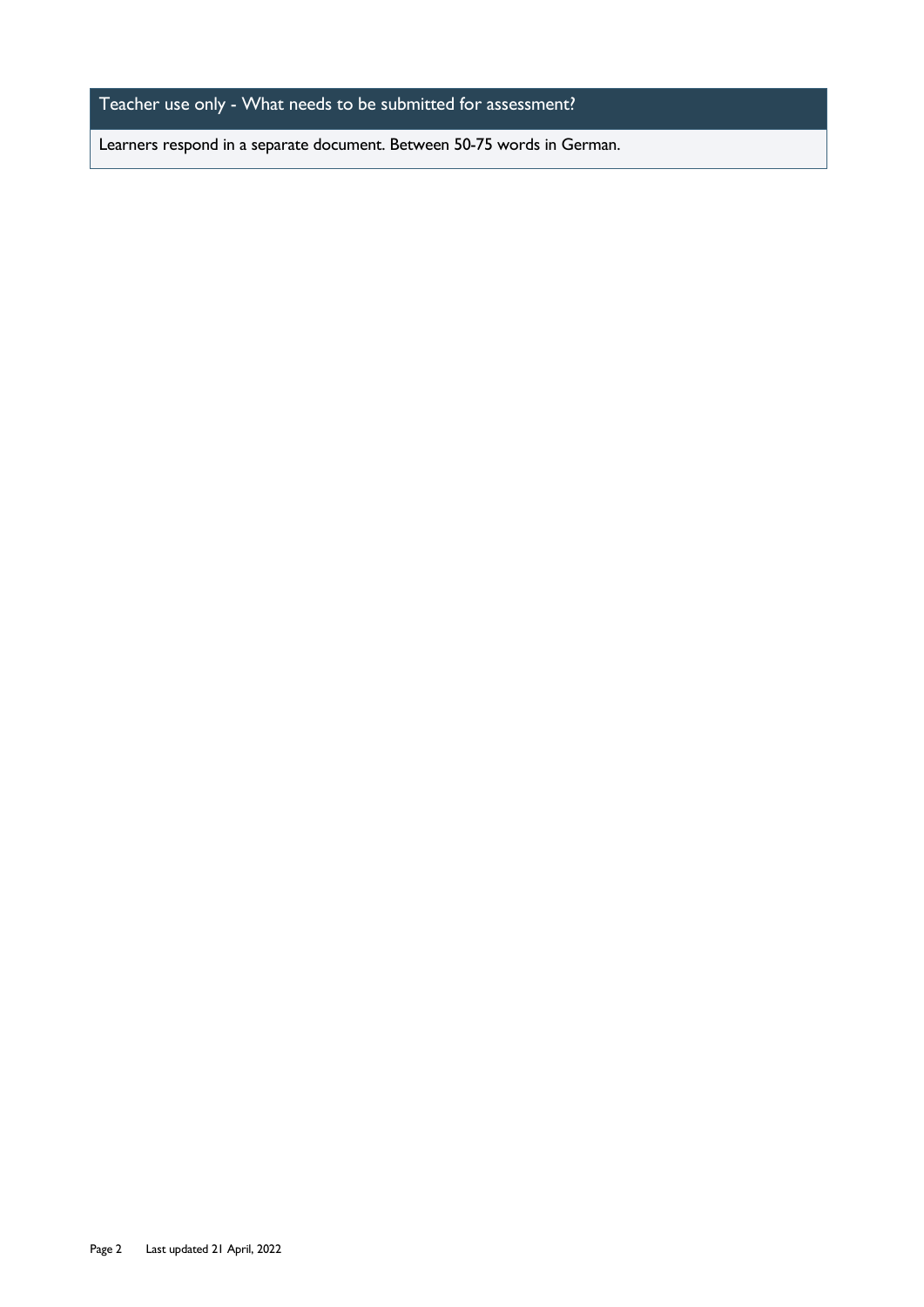| Teacher use only - What needs to be submitted for assessment? |
| --- |
| Learners respond in a separate document. Between 50-75 words in German. |